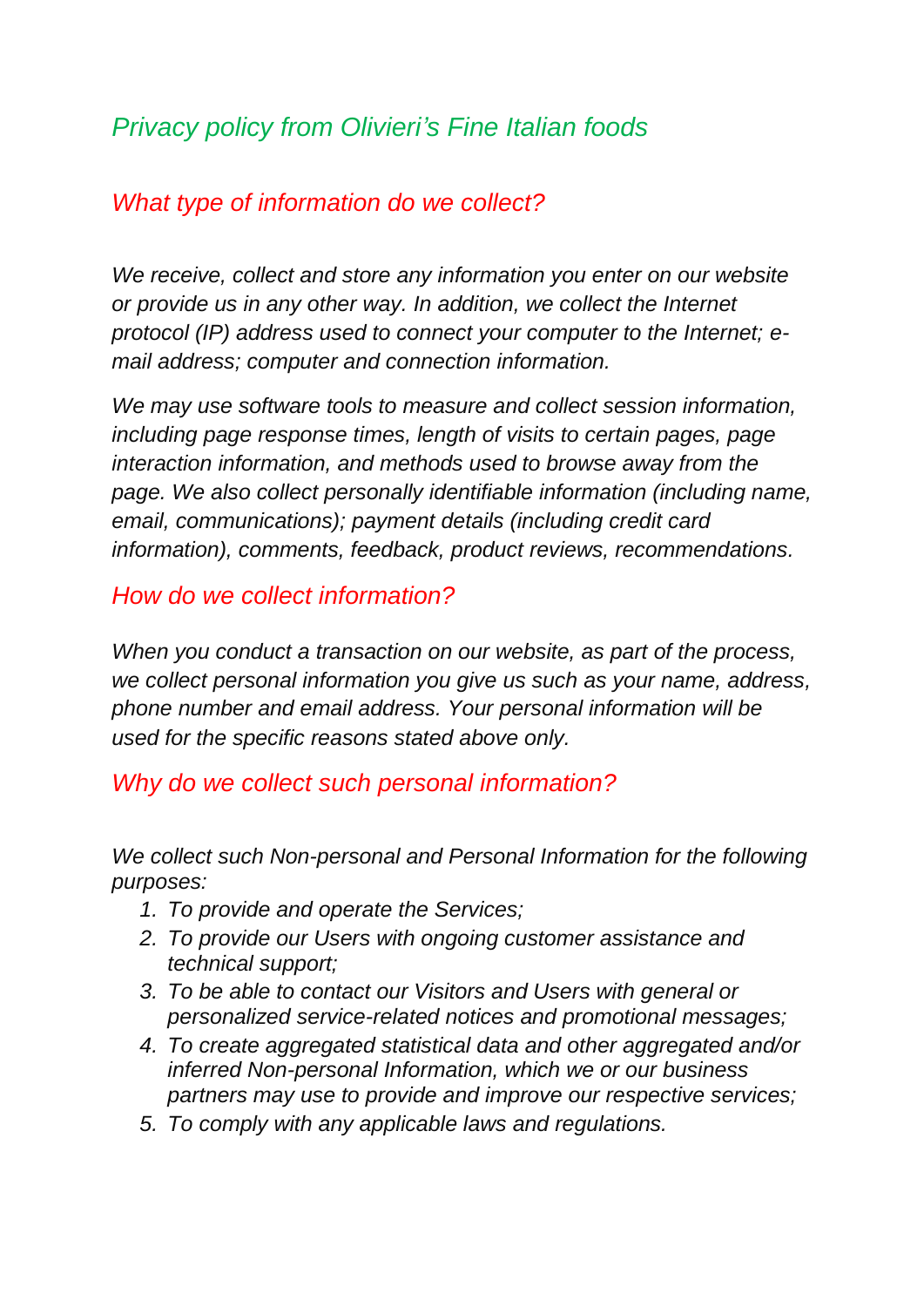# *Privacy policy from Olivieri's Fine Italian foods*

## *What type of information do we collect?*

*We receive, collect and store any information you enter on our website or provide us in any other way. In addition, we collect the Internet protocol (IP) address used to connect your computer to the Internet; e-mail address; computer and connection information.*

*We may use software tools to measure and collect session information, including page response times, length of visits to certain pages, page interaction information, and methods used to browse away from the page. We also collect personally identifiable information (including name, email, communications); payment details (including credit card information), comments, feedback, product reviews, recommendations.*

## *How do we collect information?*

*When you conduct a transaction on our website, as part of the process, we collect personal information you give us such as your name, address, phone number and email address. Your personal information will be used for the specific reasons stated above only.*

## *Why do we collect such personal information?*

*We collect such Non-personal and Personal Information for the following purposes:*

1. *To provide and operate the Services;*
2. *To provide our Users with ongoing customer assistance and technical support;*
3. *To be able to contact our Visitors and Users with general or personalized service-related notices and promotional messages;*
4. *To create aggregated statistical data and other aggregated and/or inferred Non-personal Information, which we or our business partners may use to provide and improve our respective services;*
5. *To comply with any applicable laws and regulations.*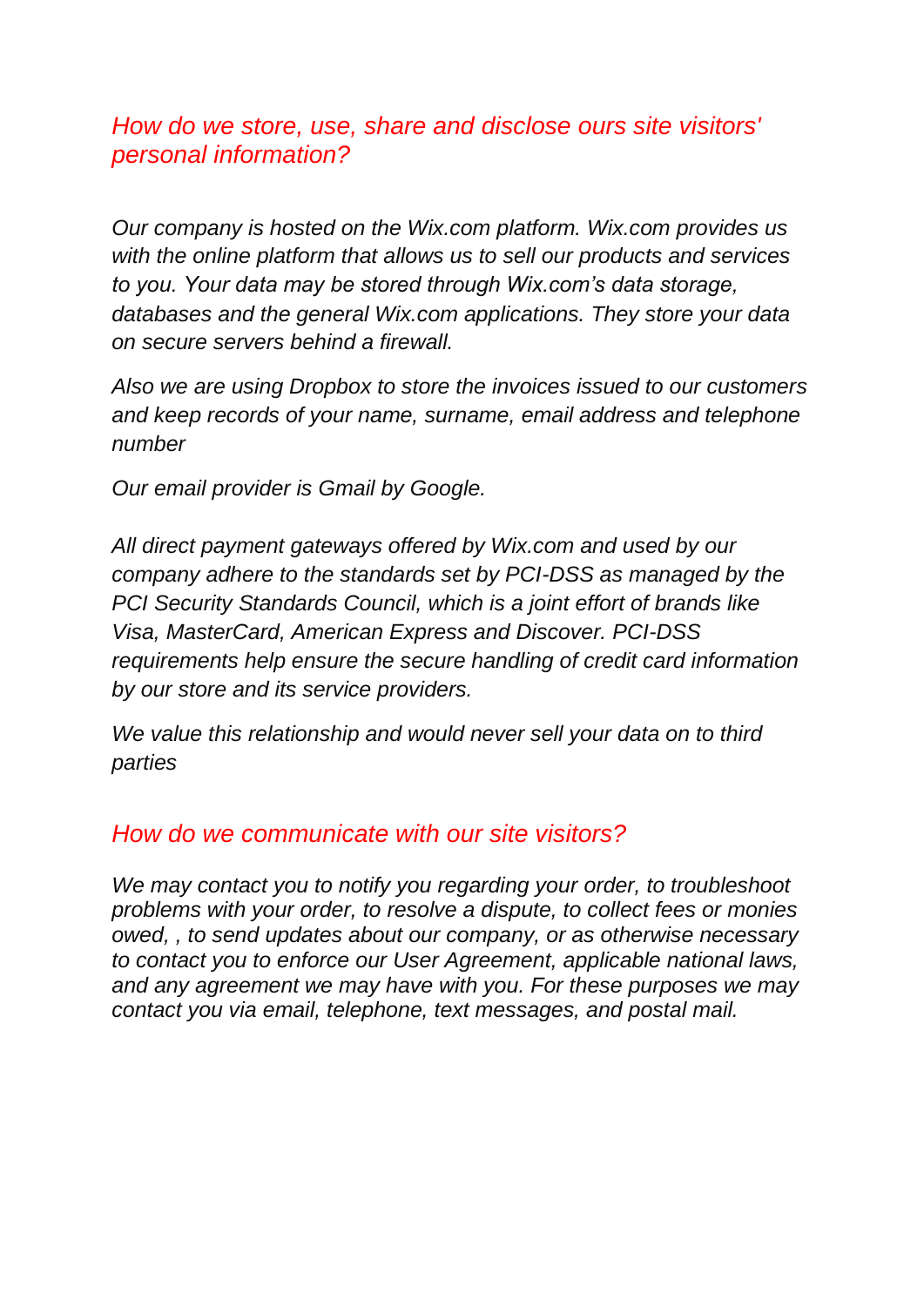## *How do we store, use, share and disclose ours site visitors' personal information?*

*Our company is hosted on the Wix.com platform. Wix.com provides us with the online platform that allows us to sell our products and services to you. Your data may be stored through Wix.com's data storage, databases and the general Wix.com applications. They store your data on secure servers behind a firewall.*

*Also we are using Dropbox to store the invoices issued to our customers and keep records of your name, surname, email address and telephone number*

*Our email provider is Gmail by Google.*

*All direct payment gateways offered by Wix.com and used by our company adhere to the standards set by PCI-DSS as managed by the PCI Security Standards Council, which is a joint effort of brands like Visa, MasterCard, American Express and Discover. PCI-DSS requirements help ensure the secure handling of credit card information by our store and its service providers.*

*We value this relationship and would never sell your data on to third parties*

## *How do we communicate with our site visitors?*

*We may contact you to notify you regarding your order, to troubleshoot problems with your order, to resolve a dispute, to collect fees or monies owed, , to send updates about our company, or as otherwise necessary to contact you to enforce our User Agreement, applicable national laws, and any agreement we may have with you. For these purposes we may contact you via email, telephone, text messages, and postal mail.*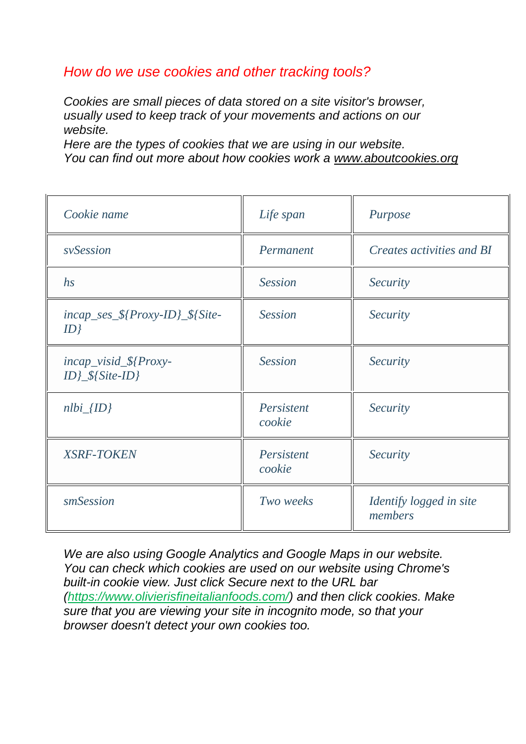## *How do we use cookies and other tracking tools?*

*Cookies are small pieces of data stored on a site visitor's browser, usually used to keep track of your movements and actions on our website.*
*Here are the types of cookies that we are using in our website.*
*You can find out more about how cookies work a [www.aboutcookies.org](http://www.aboutcookies.org)*

| *Cookie name* | *Life span* | *Purpose* |
|---|---|---|
| *svSession* | *Permanent* | *Creates activities and BI* |
| *hs* | *Session* | *Security* |
| *incap_ses_${Proxy-ID}_${Site-ID}* | *Session* | *Security* |
| *incap_visid_${Proxy-ID}_${Site-ID}* | *Session* | *Security* |
| *nlbi_{ID}* | *Persistent cookie* | *Security* |
| *XSRF-TOKEN* | *Persistent cookie* | *Security* |
| *smSession* | *Two weeks* | *Identify logged in site members* |

*We are also using Google Analytics and Google Maps in our website. You can check which cookies are used on our website using Chrome's built-in cookie view. Just click Secure next to the URL bar ([https://www.olivierisfineitalianfoods.com/](https://www.olivierisfineitalianfoods.com/)) and then click cookies. Make sure that you are viewing your site in incognito mode, so that your browser doesn't detect your own cookies too.*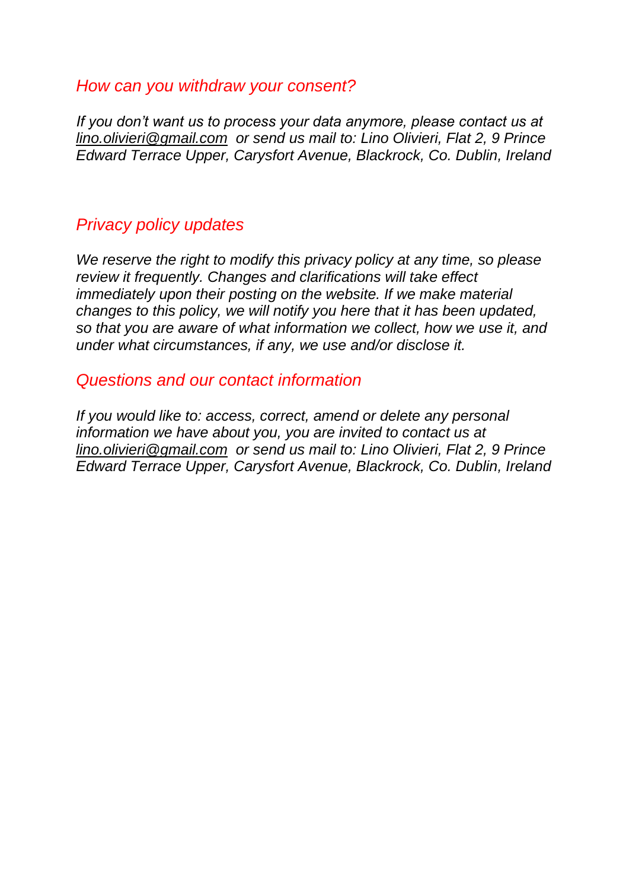## *How can you withdraw your consent?*

*If you don't want us to process your data anymore, please contact us at lino.olivieri@gmail.com or send us mail to: Lino Olivieri, Flat 2, 9 Prince Edward Terrace Upper, Carysfort Avenue, Blackrock, Co. Dublin, Ireland*

## *Privacy policy updates*

*We reserve the right to modify this privacy policy at any time, so please review it frequently. Changes and clarifications will take effect immediately upon their posting on the website. If we make material changes to this policy, we will notify you here that it has been updated, so that you are aware of what information we collect, how we use it, and under what circumstances, if any, we use and/or disclose it.*

## *Questions and our contact information*

*If you would like to: access, correct, amend or delete any personal information we have about you, you are invited to contact us at lino.olivieri@gmail.com or send us mail to: Lino Olivieri, Flat 2, 9 Prince Edward Terrace Upper, Carysfort Avenue, Blackrock, Co. Dublin, Ireland*